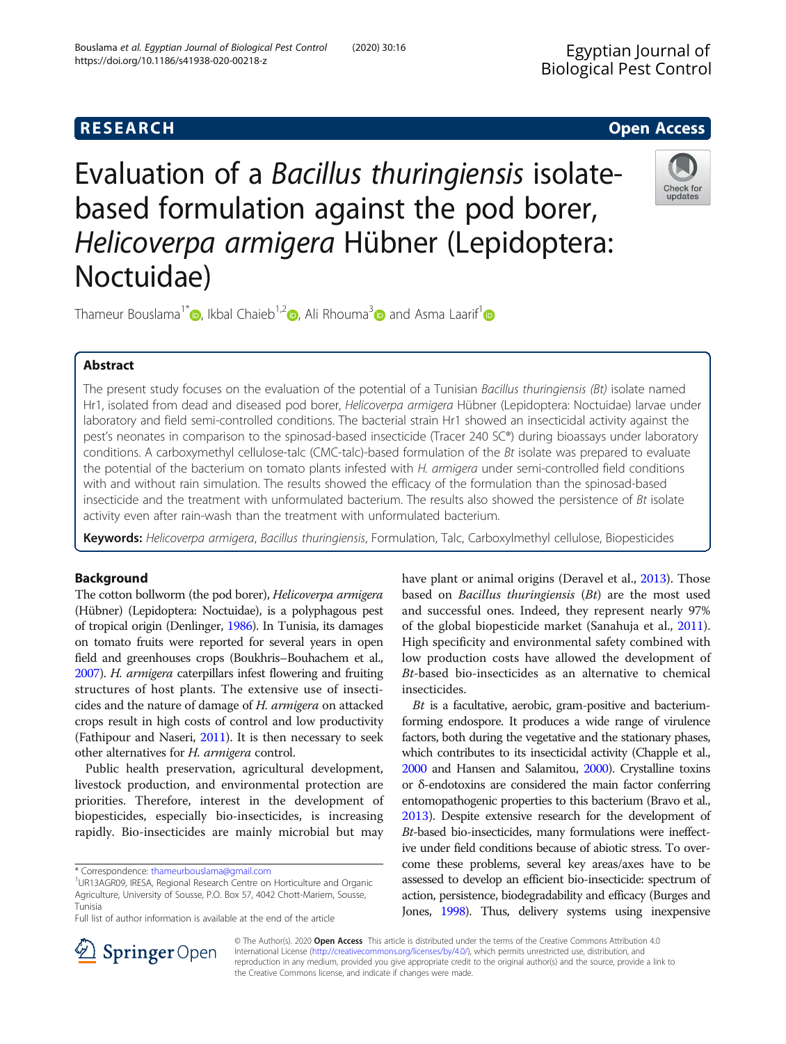RESEARCH

Open Access

# Evaluation of a *Bacillus thuringiensis* isolate-based formulation against the pod borer, *Helicoverpa armigera* Hübner (Lepidoptera: Noctuidae)

Thameur Bouslama[1*], Ikbal Chaieb[1,2], Ali Rhouma[3] and Asma Laarif[1]

## Abstract

The present study focuses on the evaluation of the potential of a Tunisian *Bacillus thuringiensis (Bt)* isolate named Hr1, isolated from dead and diseased pod borer, *Helicoverpa armigera* Hübner (Lepidoptera: Noctuidae) larvae under laboratory and field semi-controlled conditions. The bacterial strain Hr1 showed an insecticidal activity against the pest's neonates in comparison to the spinosad-based insecticide (Tracer 240 SC®) during bioassays under laboratory conditions. A carboxymethyl cellulose-talc (CMC-talc)-based formulation of the *Bt* isolate was prepared to evaluate the potential of the bacterium on tomato plants infested with *H. armigera* under semi-controlled field conditions with and without rain simulation. The results showed the efficacy of the formulation than the spinosad-based insecticide and the treatment with unformulated bacterium. The results also showed the persistence of *Bt* isolate activity even after rain-wash than the treatment with unformulated bacterium.

**Keywords:** *Helicoverpa armigera*, *Bacillus thuringiensis*, Formulation, Talc, Carboxylmethyl cellulose, Biopesticides

## Background

The cotton bollworm (the pod borer), *Helicoverpa armigera* (Hübner) (Lepidoptera: Noctuidae), is a polyphagous pest of tropical origin (Denlinger, 1986). In Tunisia, its damages on tomato fruits were reported for several years in open field and greenhouses crops (Boukhris–Bouhachem et al., 2007). *H. armigera* caterpillars infest flowering and fruiting structures of host plants. The extensive use of insecticides and the nature of damage of *H. armigera* on attacked crops result in high costs of control and low productivity (Fathipour and Naseri, 2011). It is then necessary to seek other alternatives for *H. armigera* control.

Public health preservation, agricultural development, livestock production, and environmental protection are priorities. Therefore, interest in the development of biopesticides, especially bio-insecticides, is increasing rapidly. Bio-insecticides are mainly microbial but may have plant or animal origins (Deravel et al., 2013). Those based on *Bacillus thuringiensis* (*Bt*) are the most used and successful ones. Indeed, they represent nearly 97% of the global biopesticide market (Sanahuja et al., 2011). High specificity and environmental safety combined with low production costs have allowed the development of *Bt*-based bio-insecticides as an alternative to chemical insecticides.

*Bt* is a facultative, aerobic, gram-positive and bacterium-forming endospore. It produces a wide range of virulence factors, both during the vegetative and the stationary phases, which contributes to its insecticidal activity (Chapple et al., 2000 and Hansen and Salamitou, 2000). Crystalline toxins or δ-endotoxins are considered the main factor conferring entomopathogenic properties to this bacterium (Bravo et al., 2013). Despite extensive research for the development of *Bt*-based bio-insecticides, many formulations were ineffective under field conditions because of abiotic stress. To overcome these problems, several key areas/axes have to be assessed to develop an efficient bio-insecticide: spectrum of action, persistence, biodegradability and efficacy (Burges and Jones, 1998). Thus, delivery systems using inexpensive

\* Correspondence: thameurbouslama@gmail.com
[1]UR13AGR09, IRESA, Regional Research Centre on Horticulture and Organic Agriculture, University of Sousse, P.O. Box 57, 4042 Chott-Mariem, Sousse, Tunisia
Full list of author information is available at the end of the article

© The Author(s). 2020 **Open Access** This article is distributed under the terms of the Creative Commons Attribution 4.0 International License (http://creativecommons.org/licenses/by/4.0/), which permits unrestricted use, distribution, and reproduction in any medium, provided you give appropriate credit to the original author(s) and the source, provide a link to the Creative Commons license, and indicate if changes were made.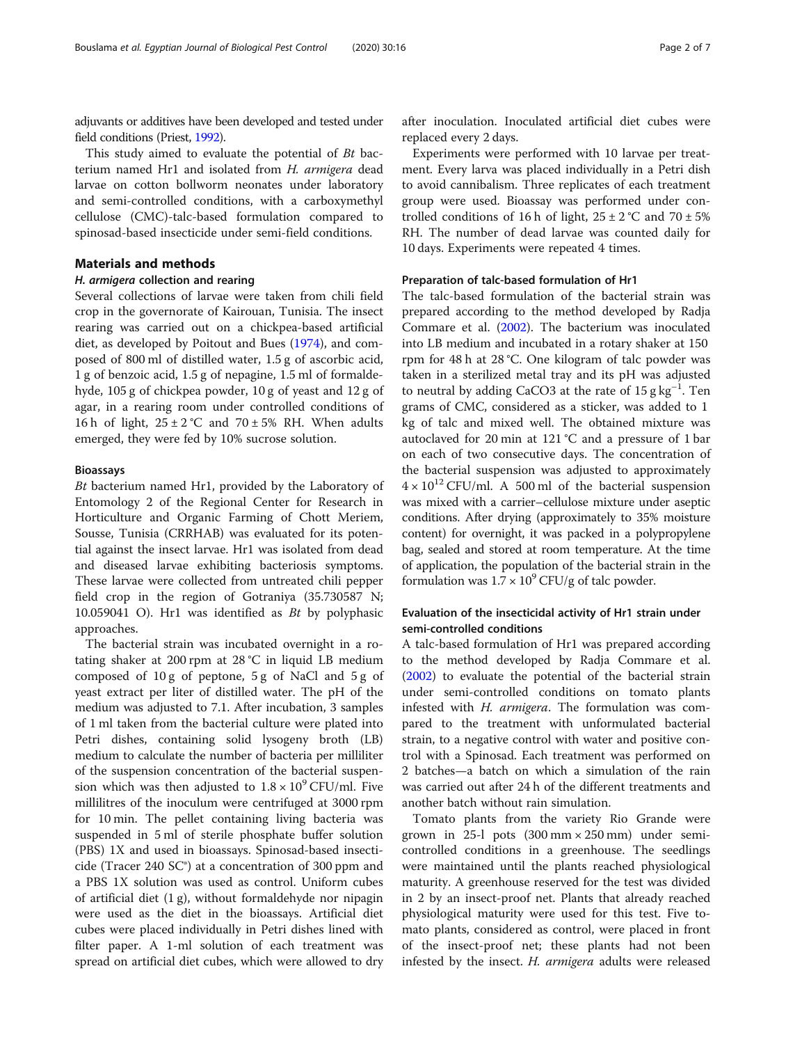adjuvants or additives have been developed and tested under field conditions (Priest, 1992).

This study aimed to evaluate the potential of *Bt* bacterium named Hr1 and isolated from *H. armigera* dead larvae on cotton bollworm neonates under laboratory and semi-controlled conditions, with a carboxymethyl cellulose (CMC)-talc-based formulation compared to spinosad-based insecticide under semi-field conditions.

## Materials and methods

### *H. armigera* collection and rearing

Several collections of larvae were taken from chili field crop in the governorate of Kairouan, Tunisia. The insect rearing was carried out on a chickpea-based artificial diet, as developed by Poitout and Bues (1974), and composed of 800 ml of distilled water, 1.5 g of ascorbic acid, 1 g of benzoic acid, 1.5 g of nepagine, 1.5 ml of formaldehyde, 105 g of chickpea powder, 10 g of yeast and 12 g of agar, in a rearing room under controlled conditions of 16 h of light, 25 ± 2 °C and 70 ± 5% RH. When adults emerged, they were fed by 10% sucrose solution.

### Bioassays

*Bt* bacterium named Hr1, provided by the Laboratory of Entomology 2 of the Regional Center for Research in Horticulture and Organic Farming of Chott Meriem, Sousse, Tunisia (CRRHAB) was evaluated for its potential against the insect larvae. Hr1 was isolated from dead and diseased larvae exhibiting bacteriosis symptoms. These larvae were collected from untreated chili pepper field crop in the region of Gotraniya (35.730587 N; 10.059041 O). Hr1 was identified as *Bt* by polyphasic approaches.

The bacterial strain was incubated overnight in a rotating shaker at 200 rpm at 28 °C in liquid LB medium composed of 10 g of peptone, 5 g of NaCl and 5 g of yeast extract per liter of distilled water. The pH of the medium was adjusted to 7.1. After incubation, 3 samples of 1 ml taken from the bacterial culture were plated into Petri dishes, containing solid lysogeny broth (LB) medium to calculate the number of bacteria per milliliter of the suspension concentration of the bacterial suspension which was then adjusted to $1.8 \times 10^9$ CFU/ml. Five millilitres of the inoculum were centrifuged at 3000 rpm for 10 min. The pellet containing living bacteria was suspended in 5 ml of sterile phosphate buffer solution (PBS) 1X and used in bioassays. Spinosad-based insecticide (Tracer 240 SC®) at a concentration of 300 ppm and a PBS 1X solution was used as control. Uniform cubes of artificial diet (1 g), without formaldehyde nor nipagin were used as the diet in the bioassays. Artificial diet cubes were placed individually in Petri dishes lined with filter paper. A 1-ml solution of each treatment was spread on artificial diet cubes, which were allowed to dry after inoculation. Inoculated artificial diet cubes were replaced every 2 days.

Experiments were performed with 10 larvae per treatment. Every larva was placed individually in a Petri dish to avoid cannibalism. Three replicates of each treatment group were used. Bioassay was performed under controlled conditions of 16 h of light, 25 ± 2 °C and 70 ± 5% RH. The number of dead larvae was counted daily for 10 days. Experiments were repeated 4 times.

### Preparation of talc-based formulation of Hr1

The talc-based formulation of the bacterial strain was prepared according to the method developed by Radja Commare et al. (2002). The bacterium was inoculated into LB medium and incubated in a rotary shaker at 150 rpm for 48 h at 28 °C. One kilogram of talc powder was taken in a sterilized metal tray and its pH was adjusted to neutral by adding $CaCO_3$ at the rate of 15 g $kg^{-1}$. Ten grams of CMC, considered as a sticker, was added to 1 kg of talc and mixed well. The obtained mixture was autoclaved for 20 min at 121 °C and a pressure of 1 bar on each of two consecutive days. The concentration of the bacterial suspension was adjusted to approximately $4 \times 10^{12}$ CFU/ml. A 500 ml of the bacterial suspension was mixed with a carrier–cellulose mixture under aseptic conditions. After drying (approximately to 35% moisture content) for overnight, it was packed in a polypropylene bag, sealed and stored at room temperature. At the time of application, the population of the bacterial strain in the formulation was $1.7 \times 10^9$ CFU/g of talc powder.

### Evaluation of the insecticidal activity of Hr1 strain under semi-controlled conditions

A talc-based formulation of Hr1 was prepared according to the method developed by Radja Commare et al. (2002) to evaluate the potential of the bacterial strain under semi-controlled conditions on tomato plants infested with *H. armigera*. The formulation was compared to the treatment with unformulated bacterial strain, to a negative control with water and positive control with a Spinosad. Each treatment was performed on 2 batches—a batch on which a simulation of the rain was carried out after 24 h of the different treatments and another batch without rain simulation.

Tomato plants from the variety Rio Grande were grown in 25-l pots (300 mm × 250 mm) under semi-controlled conditions in a greenhouse. The seedlings were maintained until the plants reached physiological maturity. A greenhouse reserved for the test was divided in 2 by an insect-proof net. Plants that already reached physiological maturity were used for this test. Five tomato plants, considered as control, were placed in front of the insect-proof net; these plants had not been infested by the insect. *H. armigera* adults were released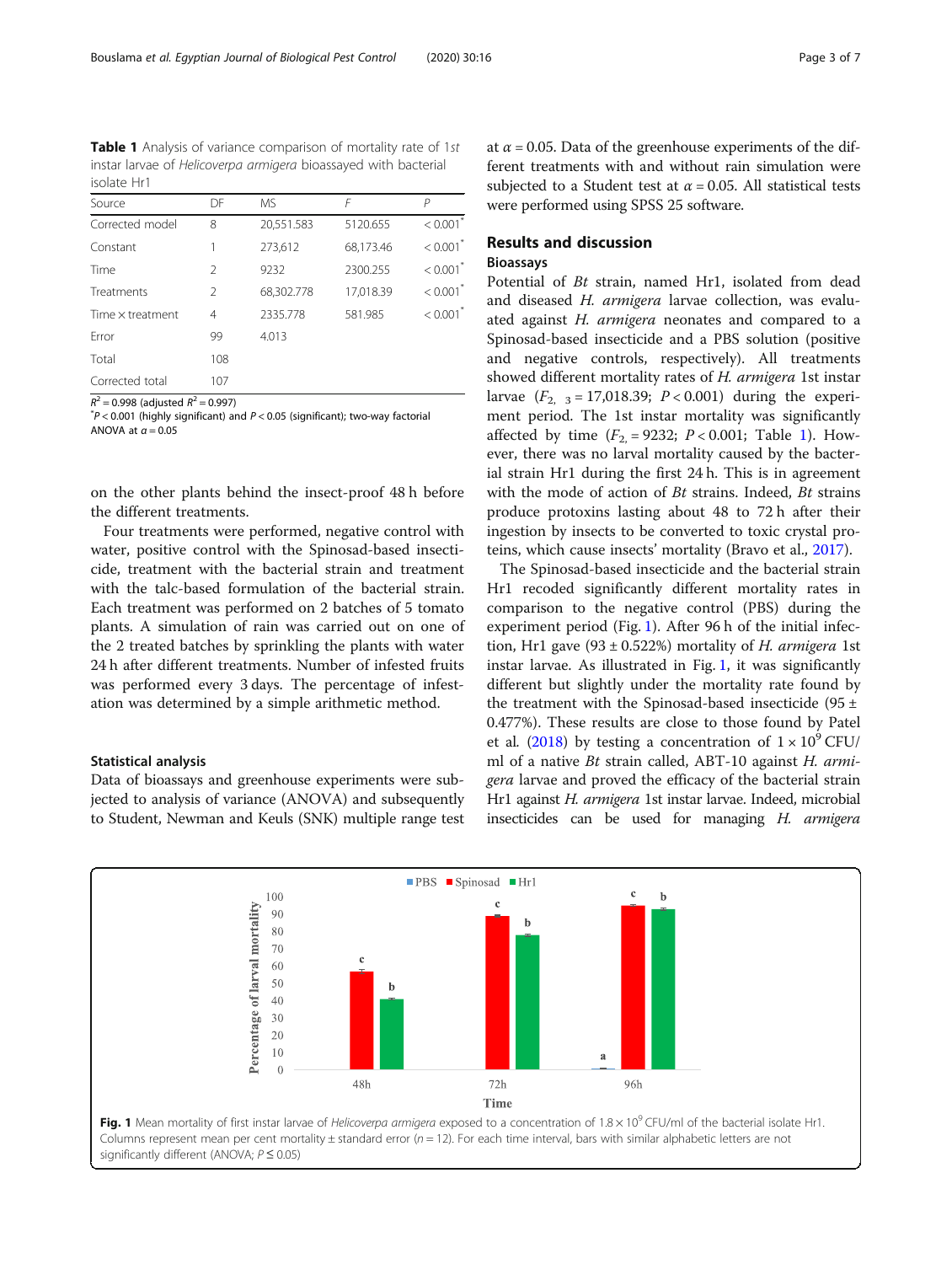**Table 1** Analysis of variance comparison of mortality rate of 1st instar larvae of *Helicoverpa armigera* bioassayed with bacterial isolate Hr1

| Source | DF | MS | *F* | *P* |
|---|---|---|---|---|
| Corrected model | 8 | 20,551.583 | 5120.655 | < 0.001* |
| Constant | 1 | 273,612 | 68,173.46 | < 0.001* |
| Time | 2 | 9232 | 2300.255 | < 0.001* |
| Treatments | 2 | 68,302.778 | 17,018.39 | < 0.001* |
| Time × treatment | 4 | 2335.778 | 581.985 | < 0.001* |
| Error | 99 | 4.013 | | |
| Total | 108 | | | |
| Corrected total | 107 | | | |

$R^2 = 0.998$ (adjusted $R^2 = 0.997$)
*$P < 0.001$ (highly significant) and $P < 0.05$ (significant); two-way factorial ANOVA at $\alpha = 0.05$

on the other plants behind the insect-proof 48 h before the different treatments.

Four treatments were performed, negative control with water, positive control with the Spinosad-based insecticide, treatment with the bacterial strain and treatment with the talc-based formulation of the bacterial strain. Each treatment was performed on 2 batches of 5 tomato plants. A simulation of rain was carried out on one of the 2 treated batches by sprinkling the plants with water 24 h after different treatments. Number of infested fruits was performed every 3 days. The percentage of infestation was determined by a simple arithmetic method.

### Statistical analysis

Data of bioassays and greenhouse experiments were subjected to analysis of variance (ANOVA) and subsequently to Student, Newman and Keuls (SNK) multiple range test at $\alpha = 0.05$. Data of the greenhouse experiments of the different treatments with and without rain simulation were subjected to a Student test at $\alpha = 0.05$. All statistical tests were performed using SPSS 25 software.

## Results and discussion

### Bioassays

Potential of *Bt* strain, named Hr1, isolated from dead and diseased *H. armigera* larvae collection, was evaluated against *H. armigera* neonates and compared to a Spinosad-based insecticide and a PBS solution (positive and negative controls, respectively). All treatments showed different mortality rates of *H. armigera* 1st instar larvae ($F_{2,\ 3} = 17{,}018.39$; $P < 0.001$) during the experiment period. The 1st instar mortality was significantly affected by time ($F_{2,} = 9232$; $P < 0.001$; Table 1). However, there was no larval mortality caused by the bacterial strain Hr1 during the first 24 h. This is in agreement with the mode of action of *Bt* strains. Indeed, *Bt* strains produce protoxins lasting about 48 to 72 h after their ingestion by insects to be converted to toxic crystal proteins, which cause insects' mortality (Bravo et al., 2017).

The Spinosad-based insecticide and the bacterial strain Hr1 recoded significantly different mortality rates in comparison to the negative control (PBS) during the experiment period (Fig. 1). After 96 h of the initial infection, Hr1 gave (93 ± 0.522%) mortality of *H. armigera* 1st instar larvae. As illustrated in Fig. 1, it was significantly different but slightly under the mortality rate found by the treatment with the Spinosad-based insecticide (95 ± 0.477%). These results are close to those found by Patel et al. (2018) by testing a concentration of $1 \times 10^9$ CFU/ml of a native *Bt* strain called, ABT-10 against *H. armigera* larvae and proved the efficacy of the bacterial strain Hr1 against *H. armigera* 1st instar larvae. Indeed, microbial insecticides can be used for managing *H. armigera*

**Fig. 1** Mean mortality of first instar larvae of *Helicoverpa armigera* exposed to a concentration of $1.8 \times 10^9$ CFU/ml of the bacterial isolate Hr1. Columns represent mean per cent mortality ± standard error ($n = 12$). For each time interval, bars with similar alphabetic letters are not significantly different (ANOVA; $P \leq 0.05$)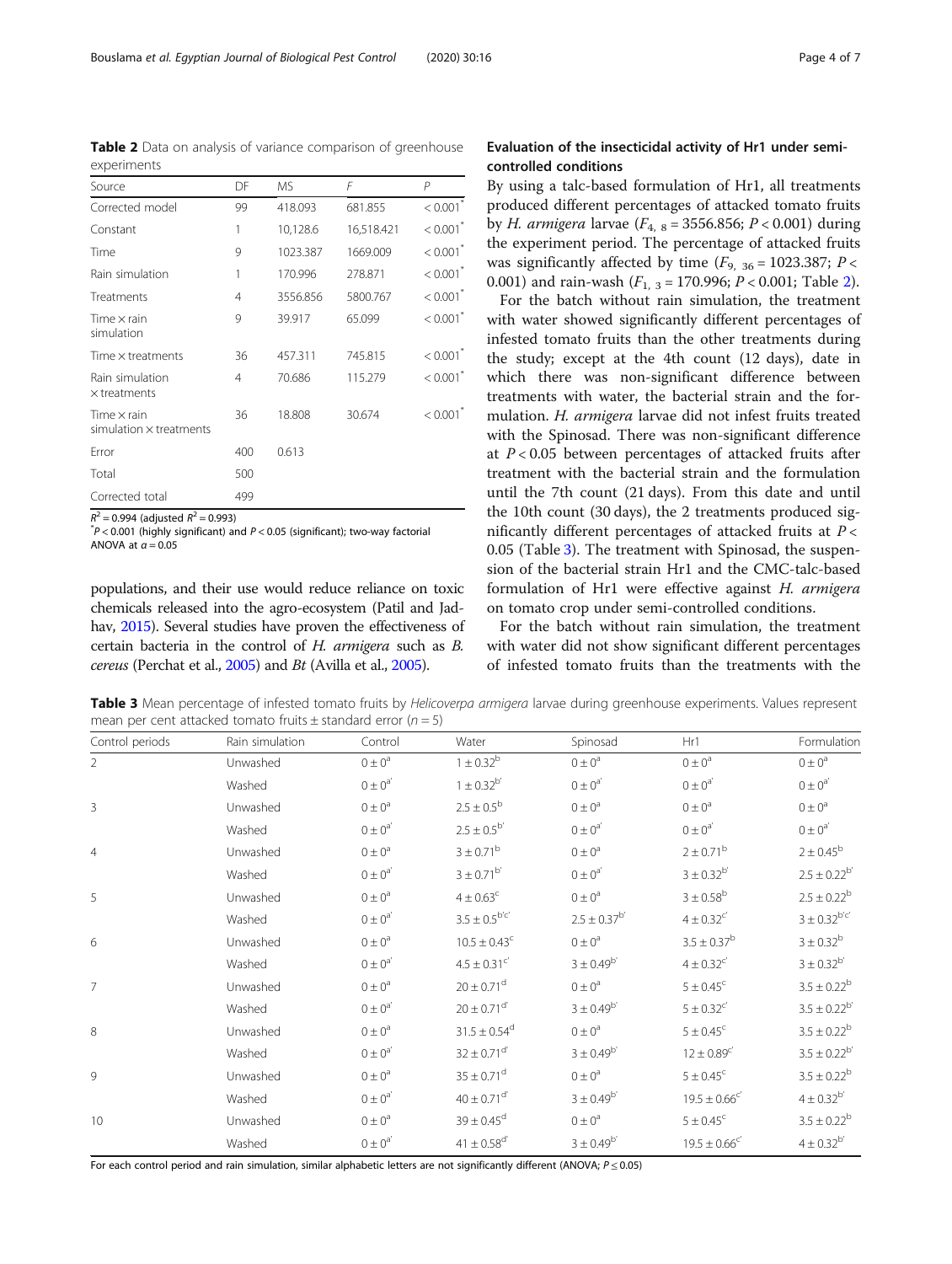**Table 2** Data on analysis of variance comparison of greenhouse experiments

| Source | DF | MS | *F* | *P* |
|---|---|---|---|---|
| Corrected model | 99 | 418.093 | 681.855 | < 0.001* |
| Constant | 1 | 10,128.6 | 16,518.421 | < 0.001* |
| Time | 9 | 1023.387 | 1669.009 | < 0.001* |
| Rain simulation | 1 | 170.996 | 278.871 | < 0.001* |
| Treatments | 4 | 3556.856 | 5800.767 | < 0.001* |
| Time × rain simulation | 9 | 39.917 | 65.099 | < 0.001* |
| Time × treatments | 36 | 457.311 | 745.815 | < 0.001* |
| Rain simulation × treatments | 4 | 70.686 | 115.279 | < 0.001* |
| Time × rain simulation × treatments | 36 | 18.808 | 30.674 | < 0.001* |
| Error | 400 | 0.613 | | |
| Total | 500 | | | |
| Corrected total | 499 | | | |

$R^2 = 0.994$ (adjusted $R^2 = 0.993$)
*$P < 0.001$ (highly significant) and $P < 0.05$ (significant); two-way factorial ANOVA at $\alpha = 0.05$

populations, and their use would reduce reliance on toxic chemicals released into the agro-ecosystem (Patil and Jadhav, 2015). Several studies have proven the effectiveness of certain bacteria in the control of *H. armigera* such as *B. cereus* (Perchat et al., 2005) and *Bt* (Avilla et al., 2005).

### Evaluation of the insecticidal activity of Hr1 under semi-controlled conditions

By using a talc-based formulation of Hr1, all treatments produced different percentages of attacked tomato fruits by *H. armigera* larvae ($F_{4,\ 8} = 3556.856$; $P < 0.001$) during the experiment period. The percentage of attacked fruits was significantly affected by time ($F_{9,\ 36} = 1023.387$; $P < 0.001$) and rain-wash ($F_{1,\ 3} = 170.996$; $P < 0.001$; Table 2).

For the batch without rain simulation, the treatment with water showed significantly different percentages of infested tomato fruits than the other treatments during the study; except at the 4th count (12 days), date in which there was non-significant difference between treatments with water, the bacterial strain and the formulation. *H. armigera* larvae did not infest fruits treated with the Spinosad. There was non-significant difference at $P < 0.05$ between percentages of attacked fruits after treatment with the bacterial strain and the formulation until the 7th count (21 days). From this date and until the 10th count (30 days), the 2 treatments produced significantly different percentages of attacked fruits at $P < 0.05$ (Table 3). The treatment with Spinosad, the suspension of the bacterial strain Hr1 and the CMC-talc-based formulation of Hr1 were effective against *H. armigera* on tomato crop under semi-controlled conditions.

For the batch without rain simulation, the treatment with water did not show significant different percentages of infested tomato fruits than the treatments with the

**Table 3** Mean percentage of infested tomato fruits by *Helicoverpa armigera* larvae during greenhouse experiments. Values represent mean per cent attacked tomato fruits ± standard error ($n = 5$)

| Control periods | Rain simulation | Control | Water | Spinosad | Hr1 | Formulation |
|---|---|---|---|---|---|---|
| 2 | Unwashed | $0 \pm 0^{a}$ | $1 \pm 0.32^{b}$ | $0 \pm 0^{a}$ | $0 \pm 0^{a}$ | $0 \pm 0^{a}$ |
| | Washed | $0 \pm 0^{a'}$ | $1 \pm 0.32^{b'}$ | $0 \pm 0^{a'}$ | $0 \pm 0^{a'}$ | $0 \pm 0^{a'}$ |
| 3 | Unwashed | $0 \pm 0^{a}$ | $2.5 \pm 0.5^{b}$ | $0 \pm 0^{a}$ | $0 \pm 0^{a}$ | $0 \pm 0^{a}$ |
| | Washed | $0 \pm 0^{a'}$ | $2.5 \pm 0.5^{b'}$ | $0 \pm 0^{a'}$ | $0 \pm 0^{a'}$ | $0 \pm 0^{a'}$ |
| 4 | Unwashed | $0 \pm 0^{a}$ | $3 \pm 0.71^{b}$ | $0 \pm 0^{a}$ | $2 \pm 0.71^{b}$ | $2 \pm 0.45^{b}$ |
| | Washed | $0 \pm 0^{a'}$ | $3 \pm 0.71^{b'}$ | $0 \pm 0^{a'}$ | $3 \pm 0.32^{b'}$ | $2.5 \pm 0.22^{b'}$ |
| 5 | Unwashed | $0 \pm 0^{a}$ | $4 \pm 0.63^{c}$ | $0 \pm 0^{a}$ | $3 \pm 0.58^{b}$ | $2.5 \pm 0.22^{b}$ |
| | Washed | $0 \pm 0^{a'}$ | $3.5 \pm 0.5^{b'c'}$ | $2.5 \pm 0.37^{b'}$ | $4 \pm 0.32^{c'}$ | $3 \pm 0.32^{b'c'}$ |
| 6 | Unwashed | $0 \pm 0^{a}$ | $10.5 \pm 0.43^{c}$ | $0 \pm 0^{a}$ | $3.5 \pm 0.37^{b}$ | $3 \pm 0.32^{b}$ |
| | Washed | $0 \pm 0^{a'}$ | $4.5 \pm 0.31^{c'}$ | $3 \pm 0.49^{b'}$ | $4 \pm 0.32^{c'}$ | $3 \pm 0.32^{b'}$ |
| 7 | Unwashed | $0 \pm 0^{a}$ | $20 \pm 0.71^{d}$ | $0 \pm 0^{a}$ | $5 \pm 0.45^{c}$ | $3.5 \pm 0.22^{b}$ |
| | Washed | $0 \pm 0^{a'}$ | $20 \pm 0.71^{d'}$ | $3 \pm 0.49^{b'}$ | $5 \pm 0.32^{c'}$ | $3.5 \pm 0.22^{b'}$ |
| 8 | Unwashed | $0 \pm 0^{a}$ | $31.5 \pm 0.54^{d}$ | $0 \pm 0^{a}$ | $5 \pm 0.45^{c}$ | $3.5 \pm 0.22^{b}$ |
| | Washed | $0 \pm 0^{a'}$ | $32 \pm 0.71^{d'}$ | $3 \pm 0.49^{b'}$ | $12 \pm 0.89^{c'}$ | $3.5 \pm 0.22^{b'}$ |
| 9 | Unwashed | $0 \pm 0^{a}$ | $35 \pm 0.71^{d}$ | $0 \pm 0^{a}$ | $5 \pm 0.45^{c}$ | $3.5 \pm 0.22^{b}$ |
| | Washed | $0 \pm 0^{a'}$ | $40 \pm 0.71^{d'}$ | $3 \pm 0.49^{b'}$ | $19.5 \pm 0.66^{c'}$ | $4 \pm 0.32^{b'}$ |
| 10 | Unwashed | $0 \pm 0^{a}$ | $39 \pm 0.45^{d}$ | $0 \pm 0^{a}$ | $5 \pm 0.45^{c}$ | $3.5 \pm 0.22^{b}$ |
| | Washed | $0 \pm 0^{a'}$ | $41 \pm 0.58^{d'}$ | $3 \pm 0.49^{b'}$ | $19.5 \pm 0.66^{c'}$ | $4 \pm 0.32^{b'}$ |

For each control period and rain simulation, similar alphabetic letters are not significantly different (ANOVA; $P \leq 0.05$)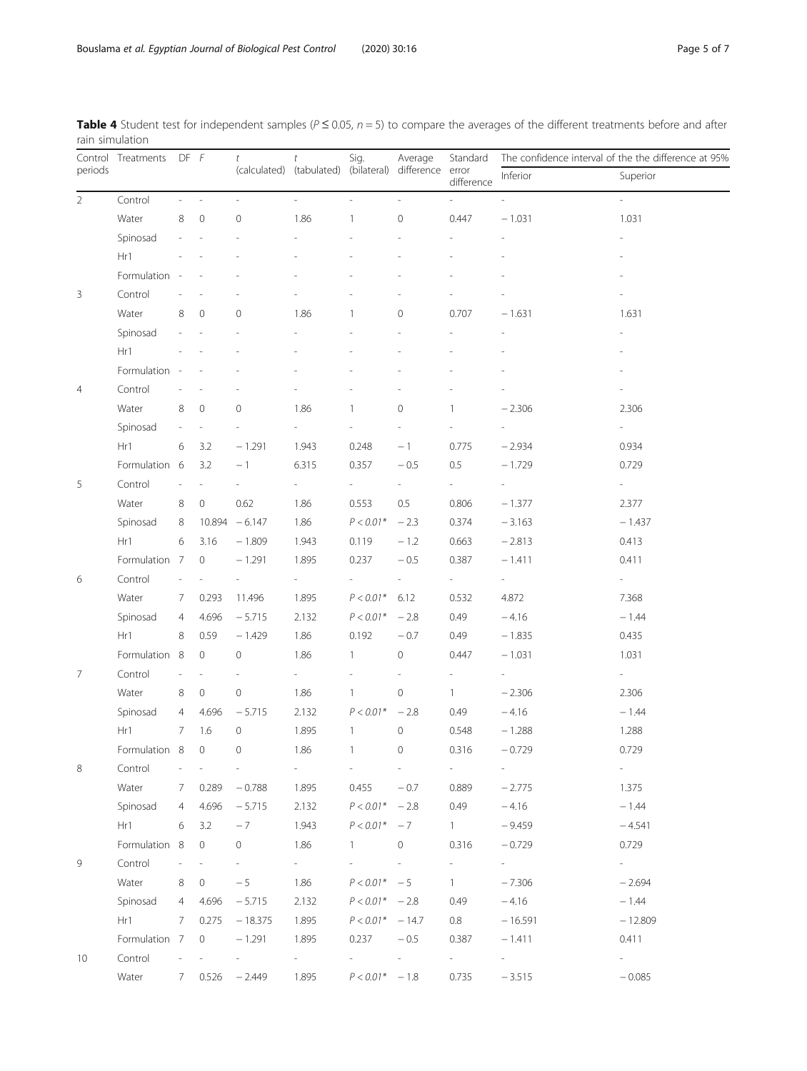**Table 4** Student test for independent samples ($P \leq 0.05$, $n = 5$) to compare the averages of the different treatments before and after rain simulation

| Control periods | Treatments | DF | F | t (calculated) | t (tabulated) | Sig. (bilateral) | Average difference | Standard error difference | The confidence interval of the the difference at 95% | |
|---|---|---|---|---|---|---|---|---|---|---|
| | | | | | | | | | Inferior | Superior |
| 2 | Control | - | - | - | - | - | - | - | - | - |
| | Water | 8 | 0 | 0 | 1.86 | 1 | 0 | 0.447 | − 1.031 | 1.031 |
| | Spinosad | - | - | - | - | - | - | - | - | - |
| | Hr1 | - | - | - | - | - | - | - | - | - |
| | Formulation | - | - | - | - | - | - | - | - | - |
| 3 | Control | - | - | - | - | - | - | - | - | - |
| | Water | 8 | 0 | 0 | 1.86 | 1 | 0 | 0.707 | − 1.631 | 1.631 |
| | Spinosad | - | - | - | - | - | - | - | - | - |
| | Hr1 | - | - | - | - | - | - | - | - | - |
| | Formulation | - | - | - | - | - | - | - | - | - |
| 4 | Control | - | - | - | - | - | - | - | - | - |
| | Water | 8 | 0 | 0 | 1.86 | 1 | 0 | 1 | − 2.306 | 2.306 |
| | Spinosad | - | - | - | - | - | - | - | - | - |
| | Hr1 | 6 | 3.2 | − 1.291 | 1.943 | 0.248 | − 1 | 0.775 | − 2.934 | 0.934 |
| | Formulation | 6 | 3.2 | − 1 | 6.315 | 0.357 | − 0.5 | 0.5 | − 1.729 | 0.729 |
| 5 | Control | - | - | - | - | - | - | - | - | - |
| | Water | 8 | 0 | 0.62 | 1.86 | 0.553 | 0.5 | 0.806 | − 1.377 | 2.377 |
| | Spinosad | 8 | 10.894 | − 6.147 | 1.86 | $P < 0.01$* | − 2.3 | 0.374 | − 3.163 | − 1.437 |
| | Hr1 | 6 | 3.16 | − 1.809 | 1.943 | 0.119 | − 1.2 | 0.663 | − 2.813 | 0.413 |
| | Formulation | 7 | 0 | − 1.291 | 1.895 | 0.237 | − 0.5 | 0.387 | − 1.411 | 0.411 |
| 6 | Control | - | - | - | - | - | - | - | - | - |
| | Water | 7 | 0.293 | 11.496 | 1.895 | $P < 0.01$* | 6.12 | 0.532 | 4.872 | 7.368 |
| | Spinosad | 4 | 4.696 | − 5.715 | 2.132 | $P < 0.01$* | − 2.8 | 0.49 | − 4.16 | − 1.44 |
| | Hr1 | 8 | 0.59 | − 1.429 | 1.86 | 0.192 | − 0.7 | 0.49 | − 1.835 | 0.435 |
| | Formulation | 8 | 0 | 0 | 1.86 | 1 | 0 | 0.447 | − 1.031 | 1.031 |
| 7 | Control | - | - | - | - | - | - | - | - | - |
| | Water | 8 | 0 | 0 | 1.86 | 1 | 0 | 1 | − 2.306 | 2.306 |
| | Spinosad | 4 | 4.696 | − 5.715 | 2.132 | $P < 0.01$* | − 2.8 | 0.49 | − 4.16 | − 1.44 |
| | Hr1 | 7 | 1.6 | 0 | 1.895 | 1 | 0 | 0.548 | − 1.288 | 1.288 |
| | Formulation | 8 | 0 | 0 | 1.86 | 1 | 0 | 0.316 | − 0.729 | 0.729 |
| 8 | Control | - | - | - | - | - | - | - | - | - |
| | Water | 7 | 0.289 | − 0.788 | 1.895 | 0.455 | − 0.7 | 0.889 | − 2.775 | 1.375 |
| | Spinosad | 4 | 4.696 | − 5.715 | 2.132 | $P < 0.01$* | − 2.8 | 0.49 | − 4.16 | − 1.44 |
| | Hr1 | 6 | 3.2 | − 7 | 1.943 | $P < 0.01$* | − 7 | 1 | − 9.459 | − 4.541 |
| | Formulation | 8 | 0 | 0 | 1.86 | 1 | 0 | 0.316 | − 0.729 | 0.729 |
| 9 | Control | - | - | - | - | - | - | - | - | - |
| | Water | 8 | 0 | − 5 | 1.86 | $P < 0.01$* | − 5 | 1 | − 7.306 | − 2.694 |
| | Spinosad | 4 | 4.696 | − 5.715 | 2.132 | $P < 0.01$* | − 2.8 | 0.49 | − 4.16 | − 1.44 |
| | Hr1 | 7 | 0.275 | − 18.375 | 1.895 | $P < 0.01$* | − 14.7 | 0.8 | − 16.591 | − 12.809 |
| | Formulation | 7 | 0 | − 1.291 | 1.895 | 0.237 | − 0.5 | 0.387 | − 1.411 | 0.411 |
| 10 | Control | - | - | - | - | - | - | - | - | - |
| | Water | 7 | 0.526 | − 2.449 | 1.895 | $P < 0.01$* | − 1.8 | 0.735 | − 3.515 | − 0.085 |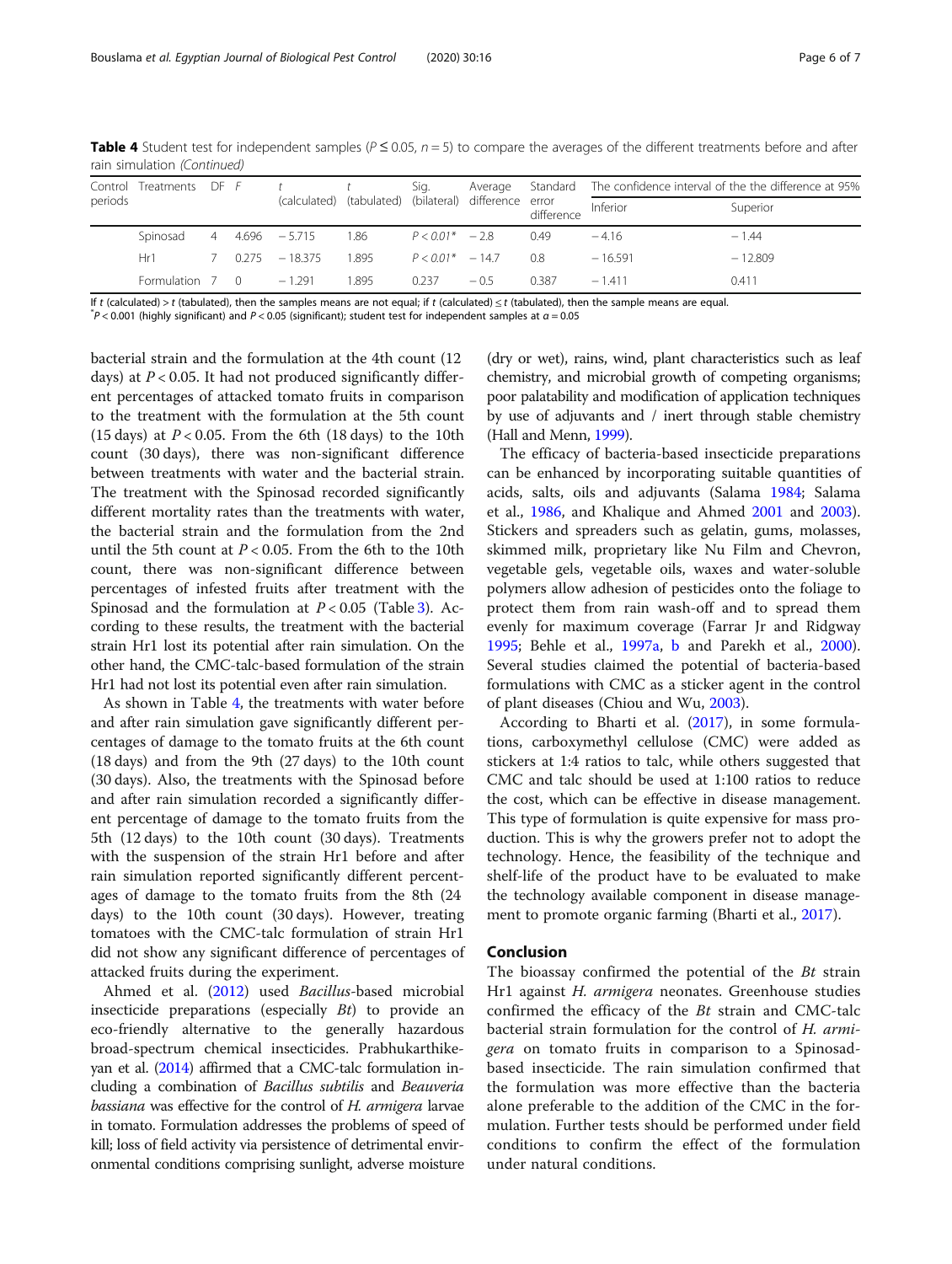**Table 4** Student test for independent samples ($P \leq 0.05$, $n = 5$) to compare the averages of the different treatments before and after rain simulation *(Continued)*

| Control periods | Treatments | DF | F | t (calculated) | t (tabulated) | Sig. (bilateral) | Average difference | Standard error difference | The confidence interval of the the difference at 95% | |
|---|---|---|---|---|---|---|---|---|---|---|
| | | | | | | | | | Inferior | Superior |
| | Spinosad | 4 | 4.696 | − 5.715 | 1.86 | $P < 0.01$* | − 2.8 | 0.49 | − 4.16 | − 1.44 |
| | Hr1 | 7 | 0.275 | − 18.375 | 1.895 | $P < 0.01$* | − 14.7 | 0.8 | − 16.591 | − 12.809 |
| | Formulation | 7 | 0 | − 1.291 | 1.895 | 0.237 | − 0.5 | 0.387 | − 1.411 | 0.411 |

If *t* (calculated) > *t* (tabulated), then the samples means are not equal; if *t* (calculated) ≤ *t* (tabulated), then the sample means are equal.
*$P < 0.001$ (highly significant) and $P < 0.05$ (significant); student test for independent samples at $\alpha = 0.05$

bacterial strain and the formulation at the 4th count (12 days) at $P < 0.05$. It had not produced significantly different percentages of attacked tomato fruits in comparison to the treatment with the formulation at the 5th count (15 days) at $P < 0.05$. From the 6th (18 days) to the 10th count (30 days), there was non-significant difference between treatments with water and the bacterial strain. The treatment with the Spinosad recorded significantly different mortality rates than the treatments with water, the bacterial strain and the formulation from the 2nd until the 5th count at $P < 0.05$. From the 6th to the 10th count, there was non-significant difference between percentages of infested fruits after treatment with the Spinosad and the formulation at $P < 0.05$ (Table 3). According to these results, the treatment with the bacterial strain Hr1 lost its potential after rain simulation. On the other hand, the CMC-talc-based formulation of the strain Hr1 had not lost its potential even after rain simulation.

As shown in Table 4, the treatments with water before and after rain simulation gave significantly different percentages of damage to the tomato fruits at the 6th count (18 days) and from the 9th (27 days) to the 10th count (30 days). Also, the treatments with the Spinosad before and after rain simulation recorded a significantly different percentage of damage to the tomato fruits from the 5th (12 days) to the 10th count (30 days). Treatments with the suspension of the strain Hr1 before and after rain simulation reported significantly different percentages of damage to the tomato fruits from the 8th (24 days) to the 10th count (30 days). However, treating tomatoes with the CMC-talc formulation of strain Hr1 did not show any significant difference of percentages of attacked fruits during the experiment.

Ahmed et al. (2012) used *Bacillus*-based microbial insecticide preparations (especially *Bt*) to provide an eco-friendly alternative to the generally hazardous broad-spectrum chemical insecticides. Prabhukarthikeyan et al. (2014) affirmed that a CMC-talc formulation including a combination of *Bacillus subtilis* and *Beauveria bassiana* was effective for the control of *H. armigera* larvae in tomato. Formulation addresses the problems of speed of kill; loss of field activity via persistence of detrimental environmental conditions comprising sunlight, adverse moisture (dry or wet), rains, wind, plant characteristics such as leaf chemistry, and microbial growth of competing organisms; poor palatability and modification of application techniques by use of adjuvants and / inert through stable chemistry (Hall and Menn, 1999).

The efficacy of bacteria-based insecticide preparations can be enhanced by incorporating suitable quantities of acids, salts, oils and adjuvants (Salama 1984; Salama et al., 1986, and Khalique and Ahmed 2001 and 2003). Stickers and spreaders such as gelatin, gums, molasses, skimmed milk, proprietary like Nu Film and Chevron, vegetable gels, vegetable oils, waxes and water-soluble polymers allow adhesion of pesticides onto the foliage to protect them from rain wash-off and to spread them evenly for maximum coverage (Farrar Jr and Ridgway 1995; Behle et al., 1997a, b and Parekh et al., 2000). Several studies claimed the potential of bacteria-based formulations with CMC as a sticker agent in the control of plant diseases (Chiou and Wu, 2003).

According to Bharti et al. (2017), in some formulations, carboxymethyl cellulose (CMC) were added as stickers at 1:4 ratios to talc, while others suggested that CMC and talc should be used at 1:100 ratios to reduce the cost, which can be effective in disease management. This type of formulation is quite expensive for mass production. This is why the growers prefer not to adopt the technology. Hence, the feasibility of the technique and shelf-life of the product have to be evaluated to make the technology available component in disease management to promote organic farming (Bharti et al., 2017).

## Conclusion

The bioassay confirmed the potential of the *Bt* strain Hr1 against *H. armigera* neonates. Greenhouse studies confirmed the efficacy of the *Bt* strain and CMC-talc bacterial strain formulation for the control of *H. armigera* on tomato fruits in comparison to a Spinosad-based insecticide. The rain simulation confirmed that the formulation was more effective than the bacteria alone preferable to the addition of the CMC in the formulation. Further tests should be performed under field conditions to confirm the effect of the formulation under natural conditions.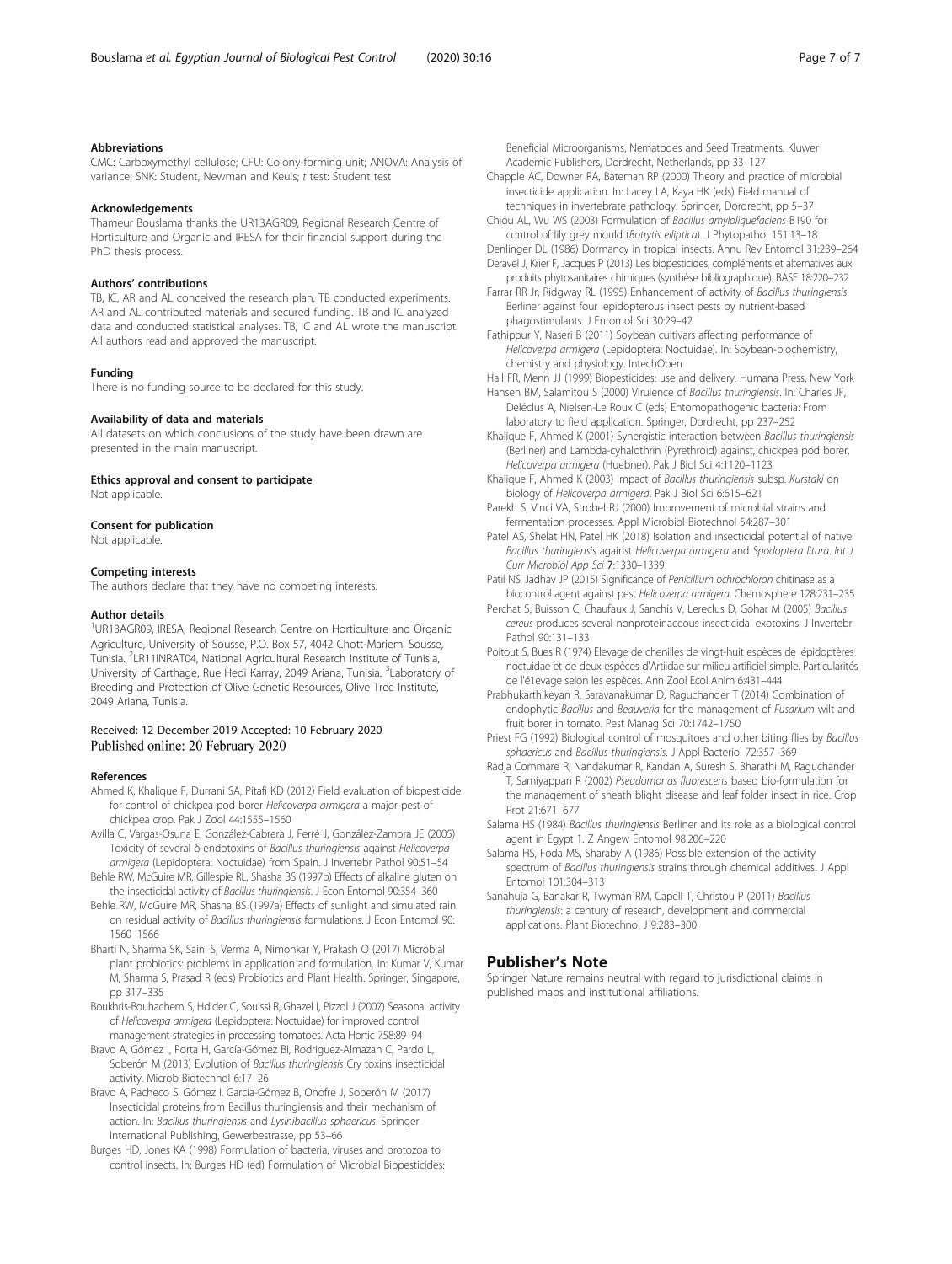#### Abbreviations

CMC: Carboxymethyl cellulose; CFU: Colony-forming unit; ANOVA: Analysis of variance; SNK: Student, Newman and Keuls; *t* test: Student test

#### Acknowledgements

Thameur Bouslama thanks the UR13AGR09, Regional Research Centre of Horticulture and Organic and IRESA for their financial support during the PhD thesis process.

#### Authors' contributions

TB, IC, AR and AL conceived the research plan. TB conducted experiments. AR and AL contributed materials and secured funding. TB and IC analyzed data and conducted statistical analyses. TB, IC and AL wrote the manuscript. All authors read and approved the manuscript.

#### Funding

There is no funding source to be declared for this study.

#### Availability of data and materials

All datasets on which conclusions of the study have been drawn are presented in the main manuscript.

#### Ethics approval and consent to participate

Not applicable.

#### Consent for publication

Not applicable.

#### Competing interests

The authors declare that they have no competing interests.

#### Author details

[1]UR13AGR09, IRESA, Regional Research Centre on Horticulture and Organic Agriculture, University of Sousse, P.O. Box 57, 4042 Chott-Mariem, Sousse, Tunisia. [2]LR11INRAT04, National Agricultural Research Institute of Tunisia, University of Carthage, Rue Hedi Karray, 2049 Ariana, Tunisia. [3]Laboratory of Breeding and Protection of Olive Genetic Resources, Olive Tree Institute, 2049 Ariana, Tunisia.

Received: 12 December 2019 Accepted: 10 February 2020
Published online: 20 February 2020

#### References

Ahmed K, Khalique F, Durrani SA, Pitafi KD (2012) Field evaluation of biopesticide for control of chickpea pod borer *Helicoverpa armigera* a major pest of chickpea crop. Pak J Zool 44:1555–1560

Avilla C, Vargas-Osuna E, González-Cabrera J, Ferré J, González-Zamora JE (2005) Toxicity of several δ-endotoxins of *Bacillus thuringiensis* against *Helicoverpa armigera* (Lepidoptera: Noctuidae) from Spain. J Invertebr Pathol 90:51–54

Behle RW, McGuire MR, Gillespie RL, Shasha BS (1997b) Effects of alkaline gluten on the insecticidal activity of *Bacillus thuringiensis*. J Econ Entomol 90:354–360

Behle RW, McGuire MR, Shasha BS (1997a) Effects of sunlight and simulated rain on residual activity of *Bacillus thuringiensis* formulations. J Econ Entomol 90: 1560–1566

Bharti N, Sharma SK, Saini S, Verma A, Nimonkar Y, Prakash O (2017) Microbial plant probiotics: problems in application and formulation. In: Kumar V, Kumar M, Sharma S, Prasad R (eds) Probiotics and Plant Health. Springer, Singapore, pp 317–335

Boukhris-Bouhachem S, Hdider C, Souissi R, Ghazel I, Pizzol J (2007) Seasonal activity of *Helicoverpa armigera* (Lepidoptera: Noctuidae) for improved control management strategies in processing tomatoes. Acta Hortic 758:89–94

Bravo A, Gómez I, Porta H, García-Gómez BI, Rodriguez-Almazan C, Pardo L, Soberón M (2013) Evolution of *Bacillus thuringiensis* Cry toxins insecticidal activity. Microb Biotechnol 6:17–26

Bravo A, Pacheco S, Gómez I, Garcia-Gómez B, Onofre J, Soberón M (2017) Insecticidal proteins from Bacillus thuringiensis and their mechanism of action. In: *Bacillus thuringiensis* and *Lysinibacillus sphaericus*. Springer International Publishing, Gewerbestrasse, pp 53–66

Burges HD, Jones KA (1998) Formulation of bacteria, viruses and protozoa to control insects. In: Burges HD (ed) Formulation of Microbial Biopesticides: Beneficial Microorganisms, Nematodes and Seed Treatments. Kluwer Academic Publishers, Dordrecht, Netherlands, pp 33–127

Chapple AC, Downer RA, Bateman RP (2000) Theory and practice of microbial insecticide application. In: Lacey LA, Kaya HK (eds) Field manual of techniques in invertebrate pathology. Springer, Dordrecht, pp 5–37

Chiou AL, Wu WS (2003) Formulation of *Bacillus amyloliquefaciens* B190 for control of lily grey mould (*Botrytis elliptica*). J Phytopathol 151:13–18

Denlinger DL (1986) Dormancy in tropical insects. Annu Rev Entomol 31:239–264

Deravel J, Krier F, Jacques P (2013) Les biopesticides, compléments et alternatives aux produits phytosanitaires chimiques (synthèse bibliographique). BASE 18:220–232

Farrar RR Jr, Ridgway RL (1995) Enhancement of activity of *Bacillus thuringiensis* Berliner against four lepidopterous insect pests by nutrient-based phagostimulants. J Entomol Sci 30:29–42

Fathipour Y, Naseri B (2011) Soybean cultivars affecting performance of *Helicoverpa armigera* (Lepidoptera: Noctuidae). In: Soybean-biochemistry, chemistry and physiology. IntechOpen

Hall FR, Menn JJ (1999) Biopesticides: use and delivery. Humana Press, New York

Hansen BM, Salamitou S (2000) Virulence of *Bacillus thuringiensis*. In: Charles JF, Deléclus A, Nielsen-Le Roux C (eds) Entomopathogenic bacteria: From laboratory to field application. Springer, Dordrecht, pp 237–252

Khalique F, Ahmed K (2001) Synergistic interaction between *Bacillus thuringiensis* (Berliner) and Lambda-cyhalothrin (Pyrethroid) against, chickpea pod borer, *Helicoverpa armigera* (Huebner). Pak J Biol Sci 4:1120–1123

Khalique F, Ahmed K (2003) Impact of *Bacillus thuringiensis* subsp. *Kurstaki* on biology of *Helicoverpa armigera*. Pak J Biol Sci 6:615–621

Parekh S, Vinci VA, Strobel RJ (2000) Improvement of microbial strains and fermentation processes. Appl Microbiol Biotechnol 54:287–301

Patel AS, Shelat HN, Patel HK (2018) Isolation and insecticidal potential of native *Bacillus thuringiensis* against *Helicoverpa armigera* and *Spodoptera litura*. *Int J Curr Microbiol App Sci* **7**:1330–1339

Patil NS, Jadhav JP (2015) Significance of *Penicillium ochrochloron* chitinase as a biocontrol agent against pest *Helicoverpa armigera*. Chemosphere 128:231–235

Perchat S, Buisson C, Chaufaux J, Sanchis V, Lereclus D, Gohar M (2005) *Bacillus cereus* produces several nonproteinaceous insecticidal exotoxins. J Invertebr Pathol 90:131–133

Poitout S, Bues R (1974) Elevage de chenilles de vingt-huit espèces de lépidoptères noctuidae et de deux espèces d'Artiidae sur milieu artificiel simple. Particularités de l'é1evage selon les espèces. Ann Zool Ecol Anim 6:431–444

Prabhukarthikeyan R, Saravanakumar D, Raguchander T (2014) Combination of endophytic *Bacillus* and *Beauveria* for the management of *Fusarium* wilt and fruit borer in tomato. Pest Manag Sci 70:1742–1750

Priest FG (1992) Biological control of mosquitoes and other biting flies by *Bacillus sphaericus* and *Bacillus thuringiensis*. J Appl Bacteriol 72:357–369

Radja Commare R, Nandakumar R, Kandan A, Suresh S, Bharathi M, Raguchander T, Samiyappan R (2002) *Pseudomonas fluorescens* based bio-formulation for the management of sheath blight disease and leaf folder insect in rice. Crop Prot 21:671–677

Salama HS (1984) *Bacillus thuringiensis* Berliner and its role as a biological control agent in Egypt 1. Z Angew Entomol 98:206–220

Salama HS, Foda MS, Sharaby A (1986) Possible extension of the activity spectrum of *Bacillus thuringiensis* strains through chemical additives. J Appl Entomol 101:304–313

Sanahuja G, Banakar R, Twyman RM, Capell T, Christou P (2011) *Bacillus thuringiensis*: a century of research, development and commercial applications. Plant Biotechnol J 9:283–300

## Publisher's Note

Springer Nature remains neutral with regard to jurisdictional claims in published maps and institutional affiliations.